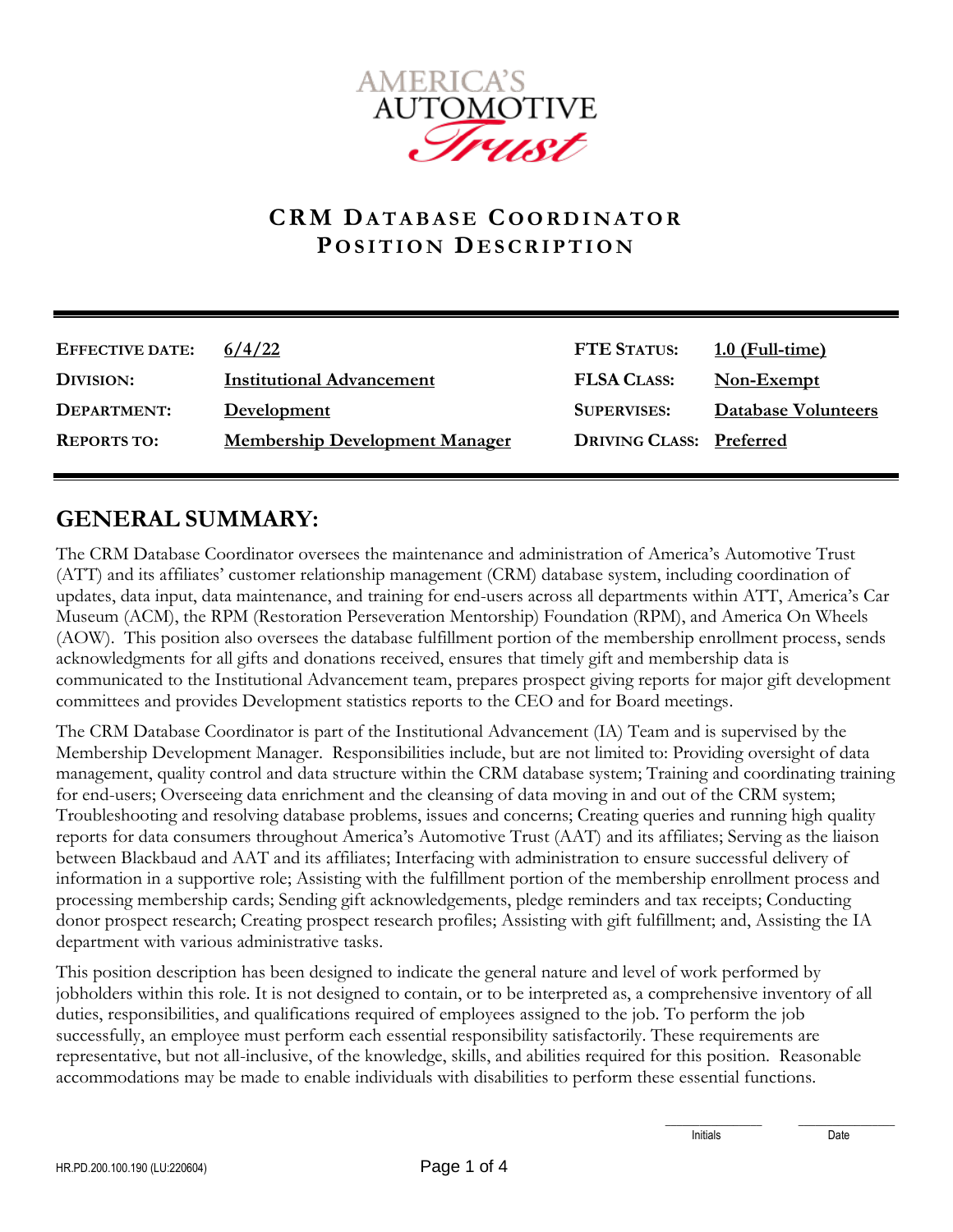# CRM Database Coordinator Position Description

| | | | |
|---|---|---|---|
| **Effective Date:** | 6/4/22 | **FTE Status:** | 1.0 (Full-time) |
| **Division:** | Institutional Advancement | **FLSA Class:** | Non-Exempt |
| **Department:** | Development | **Supervises:** | Database Volunteers |
| **Reports To:** | Membership Development Manager | **Driving Class:** | Preferred |

## GENERAL SUMMARY:

The CRM Database Coordinator oversees the maintenance and administration of America's Automotive Trust (ATT) and its affiliates' customer relationship management (CRM) database system, including coordination of updates, data input, data maintenance, and training for end-users across all departments within ATT, America's Car Museum (ACM), the RPM (Restoration Perseveration Mentorship) Foundation (RPM), and America On Wheels (AOW). This position also oversees the database fulfillment portion of the membership enrollment process, sends acknowledgments for all gifts and donations received, ensures that timely gift and membership data is communicated to the Institutional Advancement team, prepares prospect giving reports for major gift development committees and provides Development statistics reports to the CEO and for Board meetings.

The CRM Database Coordinator is part of the Institutional Advancement (IA) Team and is supervised by the Membership Development Manager. Responsibilities include, but are not limited to: Providing oversight of data management, quality control and data structure within the CRM database system; Training and coordinating training for end-users; Overseeing data enrichment and the cleansing of data moving in and out of the CRM system; Troubleshooting and resolving database problems, issues and concerns; Creating queries and running high quality reports for data consumers throughout America's Automotive Trust (AAT) and its affiliates; Serving as the liaison between Blackbaud and AAT and its affiliates; Interfacing with administration to ensure successful delivery of information in a supportive role; Assisting with the fulfillment portion of the membership enrollment process and processing membership cards; Sending gift acknowledgements, pledge reminders and tax receipts; Conducting donor prospect research; Creating prospect research profiles; Assisting with gift fulfillment; and, Assisting the IA department with various administrative tasks.

This position description has been designed to indicate the general nature and level of work performed by jobholders within this role. It is not designed to contain, or to be interpreted as, a comprehensive inventory of all duties, responsibilities, and qualifications required of employees assigned to the job. To perform the job successfully, an employee must perform each essential responsibility satisfactorily. These requirements are representative, but not all-inclusive, of the knowledge, skills, and abilities required for this position. Reasonable accommodations may be made to enable individuals with disabilities to perform these essential functions.

Initials ____________ Date ____________

HR.PD.200.100.190 (LU:220604)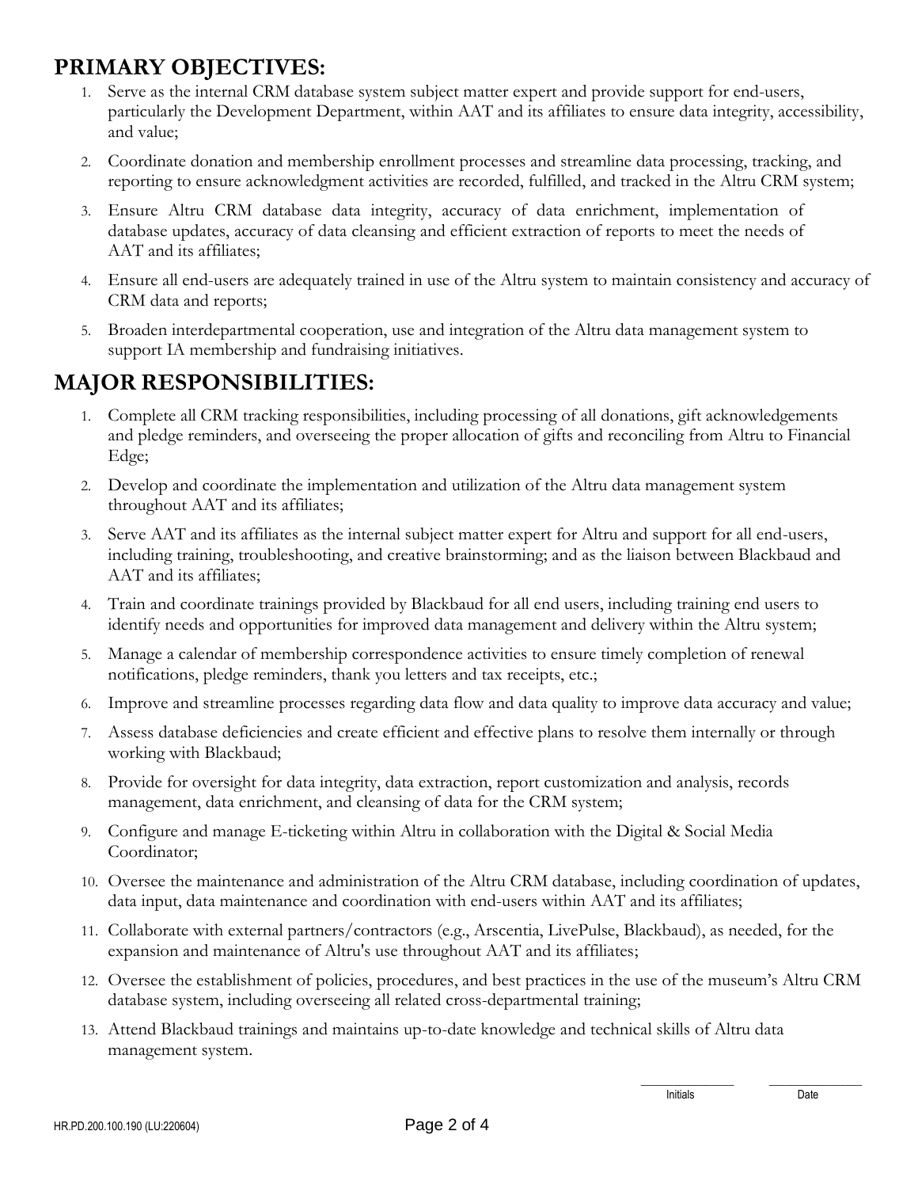## PRIMARY OBJECTIVES:

1. Serve as the internal CRM database system subject matter expert and provide support for end-users, particularly the Development Department, within AAT and its affiliates to ensure data integrity, accessibility, and value;
2. Coordinate donation and membership enrollment processes and streamline data processing, tracking, and reporting to ensure acknowledgment activities are recorded, fulfilled, and tracked in the Altru CRM system;
3. Ensure Altru CRM database data integrity, accuracy of data enrichment, implementation of database updates, accuracy of data cleansing and efficient extraction of reports to meet the needs of AAT and its affiliates;
4. Ensure all end-users are adequately trained in use of the Altru system to maintain consistency and accuracy of CRM data and reports;
5. Broaden interdepartmental cooperation, use and integration of the Altru data management system to support IA membership and fundraising initiatives.

## MAJOR RESPONSIBILITIES:

1. Complete all CRM tracking responsibilities, including processing of all donations, gift acknowledgements and pledge reminders, and overseeing the proper allocation of gifts and reconciling from Altru to Financial Edge;
2. Develop and coordinate the implementation and utilization of the Altru data management system throughout AAT and its affiliates;
3. Serve AAT and its affiliates as the internal subject matter expert for Altru and support for all end-users, including training, troubleshooting, and creative brainstorming; and as the liaison between Blackbaud and AAT and its affiliates;
4. Train and coordinate trainings provided by Blackbaud for all end users, including training end users to identify needs and opportunities for improved data management and delivery within the Altru system;
5. Manage a calendar of membership correspondence activities to ensure timely completion of renewal notifications, pledge reminders, thank you letters and tax receipts, etc.;
6. Improve and streamline processes regarding data flow and data quality to improve data accuracy and value;
7. Assess database deficiencies and create efficient and effective plans to resolve them internally or through working with Blackbaud;
8. Provide for oversight for data integrity, data extraction, report customization and analysis, records management, data enrichment, and cleansing of data for the CRM system;
9. Configure and manage E-ticketing within Altru in collaboration with the Digital & Social Media Coordinator;
10. Oversee the maintenance and administration of the Altru CRM database, including coordination of updates, data input, data maintenance and coordination with end-users within AAT and its affiliates;
11. Collaborate with external partners/contractors (e.g., Arscentia, LivePulse, Blackbaud), as needed, for the expansion and maintenance of Altru's use throughout AAT and its affiliates;
12. Oversee the establishment of policies, procedures, and best practices in the use of the museum's Altru CRM database system, including overseeing all related cross-departmental training;
13. Attend Blackbaud trainings and maintains up-to-date knowledge and technical skills of Altru data management system.

\_\_\_\_\_\_\_\_\_\_ Initials    \_\_\_\_\_\_\_\_\_\_ Date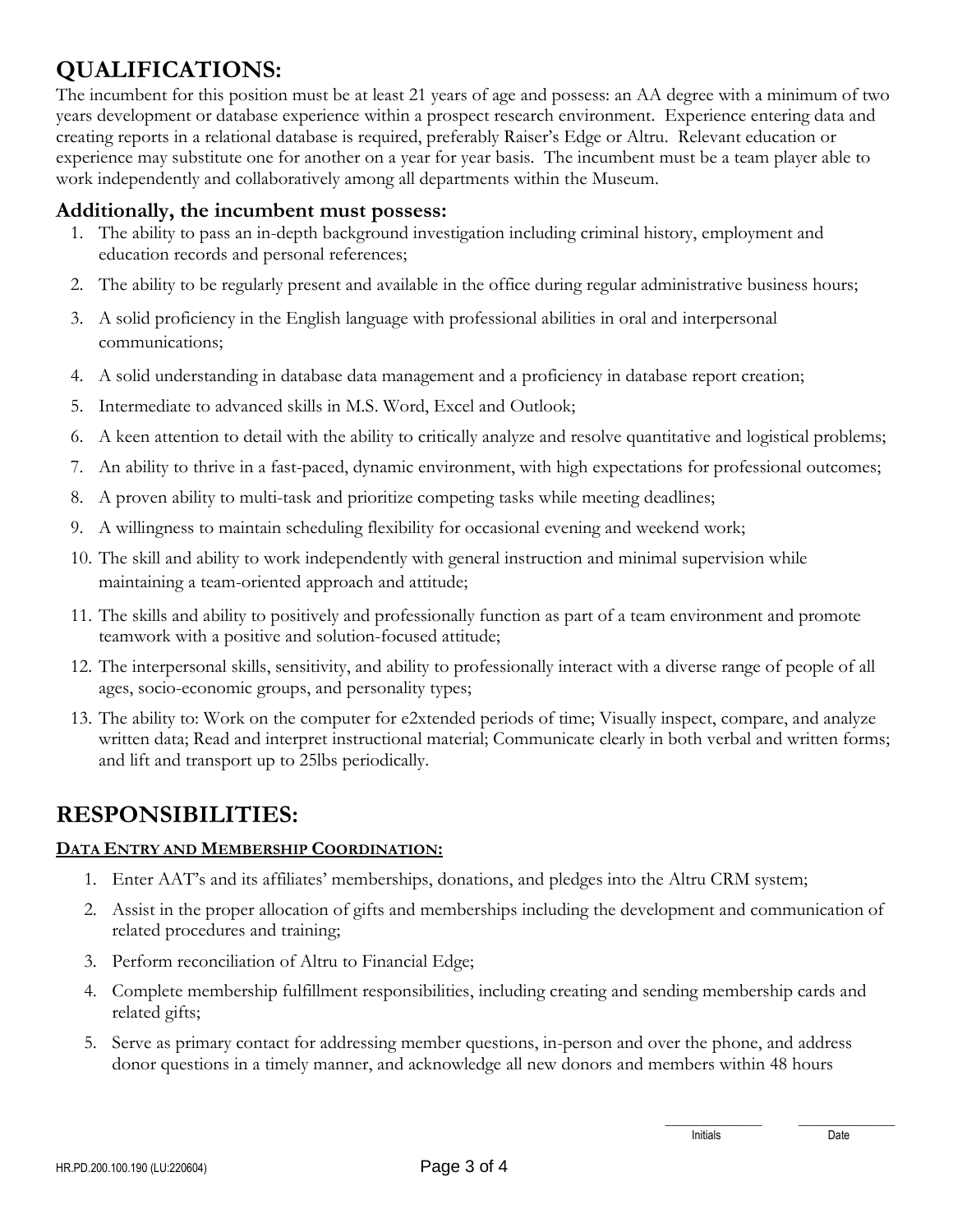# QUALIFICATIONS:

The incumbent for this position must be at least 21 years of age and possess: an AA degree with a minimum of two years development or database experience within a prospect research environment. Experience entering data and creating reports in a relational database is required, preferably Raiser's Edge or Altru. Relevant education or experience may substitute one for another on a year for year basis. The incumbent must be a team player able to work independently and collaboratively among all departments within the Museum.

## Additionally, the incumbent must possess:

1. The ability to pass an in-depth background investigation including criminal history, employment and education records and personal references;
2. The ability to be regularly present and available in the office during regular administrative business hours;
3. A solid proficiency in the English language with professional abilities in oral and interpersonal communications;
4. A solid understanding in database data management and a proficiency in database report creation;
5. Intermediate to advanced skills in M.S. Word, Excel and Outlook;
6. A keen attention to detail with the ability to critically analyze and resolve quantitative and logistical problems;
7. An ability to thrive in a fast-paced, dynamic environment, with high expectations for professional outcomes;
8. A proven ability to multi-task and prioritize competing tasks while meeting deadlines;
9. A willingness to maintain scheduling flexibility for occasional evening and weekend work;
10. The skill and ability to work independently with general instruction and minimal supervision while maintaining a team-oriented approach and attitude;
11. The skills and ability to positively and professionally function as part of a team environment and promote teamwork with a positive and solution-focused attitude;
12. The interpersonal skills, sensitivity, and ability to professionally interact with a diverse range of people of all ages, socio-economic groups, and personality types;
13. The ability to: Work on the computer for e2xtended periods of time; Visually inspect, compare, and analyze written data; Read and interpret instructional material; Communicate clearly in both verbal and written forms; and lift and transport up to 25lbs periodically.

# RESPONSIBILITIES:

**DATA ENTRY AND MEMBERSHIP COORDINATION:**

1. Enter AAT's and its affiliates' memberships, donations, and pledges into the Altru CRM system;
2. Assist in the proper allocation of gifts and memberships including the development and communication of related procedures and training;
3. Perform reconciliation of Altru to Financial Edge;
4. Complete membership fulfillment responsibilities, including creating and sending membership cards and related gifts;
5. Serve as primary contact for addressing member questions, in-person and over the phone, and address donor questions in a timely manner, and acknowledge all new donors and members within 48 hours

_______________ Initials &nbsp;&nbsp;&nbsp; _______________ Date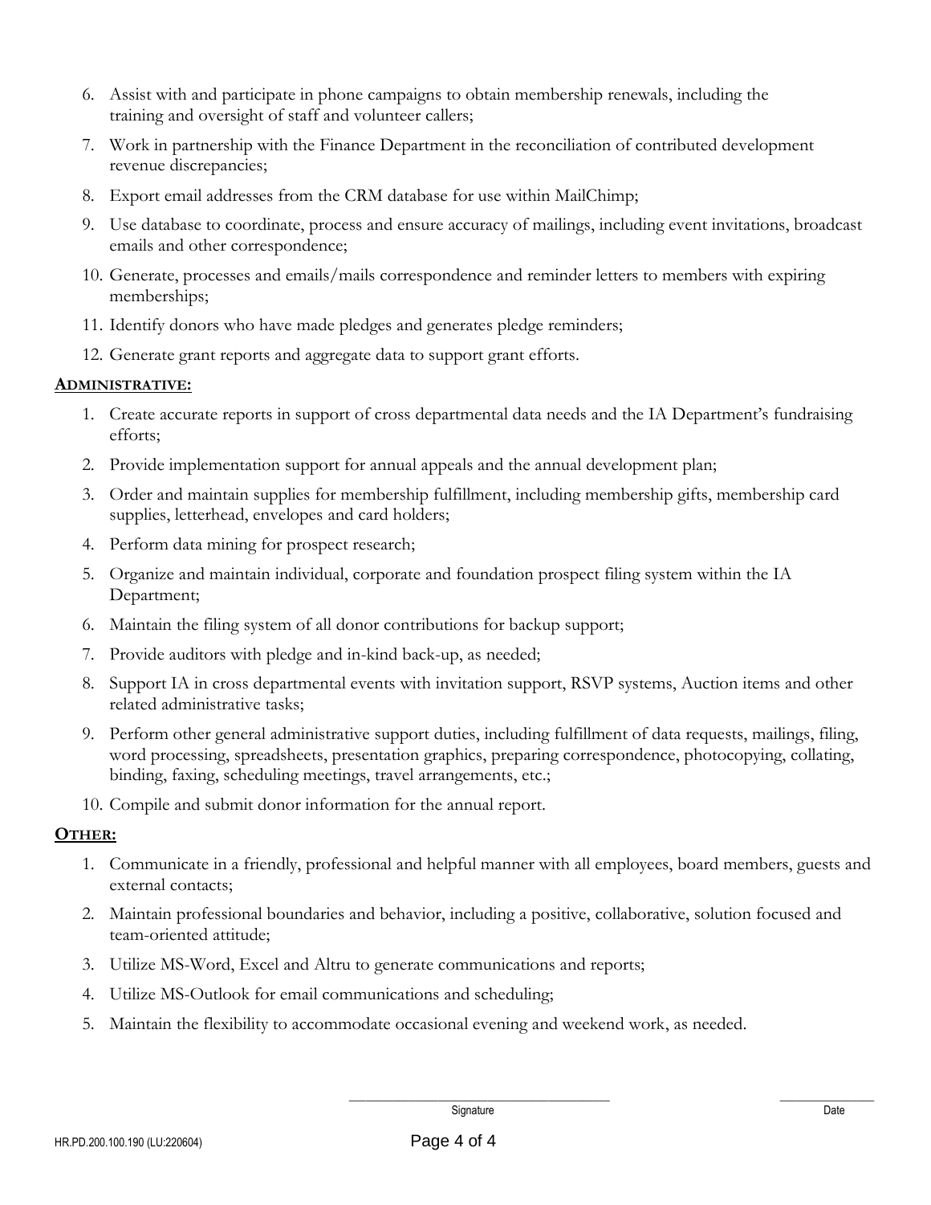6. Assist with and participate in phone campaigns to obtain membership renewals, including the training and oversight of staff and volunteer callers;
7. Work in partnership with the Finance Department in the reconciliation of contributed development revenue discrepancies;
8. Export email addresses from the CRM database for use within MailChimp;
9. Use database to coordinate, process and ensure accuracy of mailings, including event invitations, broadcast emails and other correspondence;
10. Generate, processes and emails/mails correspondence and reminder letters to members with expiring memberships;
11. Identify donors who have made pledges and generates pledge reminders;
12. Generate grant reports and aggregate data to support grant efforts.

**ADMINISTRATIVE:**

1. Create accurate reports in support of cross departmental data needs and the IA Department's fundraising efforts;
2. Provide implementation support for annual appeals and the annual development plan;
3. Order and maintain supplies for membership fulfillment, including membership gifts, membership card supplies, letterhead, envelopes and card holders;
4. Perform data mining for prospect research;
5. Organize and maintain individual, corporate and foundation prospect filing system within the IA Department;
6. Maintain the filing system of all donor contributions for backup support;
7. Provide auditors with pledge and in-kind back-up, as needed;
8. Support IA in cross departmental events with invitation support, RSVP systems, Auction items and other related administrative tasks;
9. Perform other general administrative support duties, including fulfillment of data requests, mailings, filing, word processing, spreadsheets, presentation graphics, preparing correspondence, photocopying, collating, binding, faxing, scheduling meetings, travel arrangements, etc.;
10. Compile and submit donor information for the annual report.

**OTHER:**

1. Communicate in a friendly, professional and helpful manner with all employees, board members, guests and external contacts;
2. Maintain professional boundaries and behavior, including a positive, collaborative, solution focused and team-oriented attitude;
3. Utilize MS-Word, Excel and Altru to generate communications and reports;
4. Utilize MS-Outlook for email communications and scheduling;
5. Maintain the flexibility to accommodate occasional evening and weekend work, as needed.

\_\_\_\_\_\_\_\_\_\_\_\_\_\_\_\_\_\_\_\_\_\_\_\_\_\_\_\_\_\_\_\_ Signature

\_\_\_\_\_\_\_\_\_\_\_\_ Date

HR.PD.200.100.190 (LU:220604)